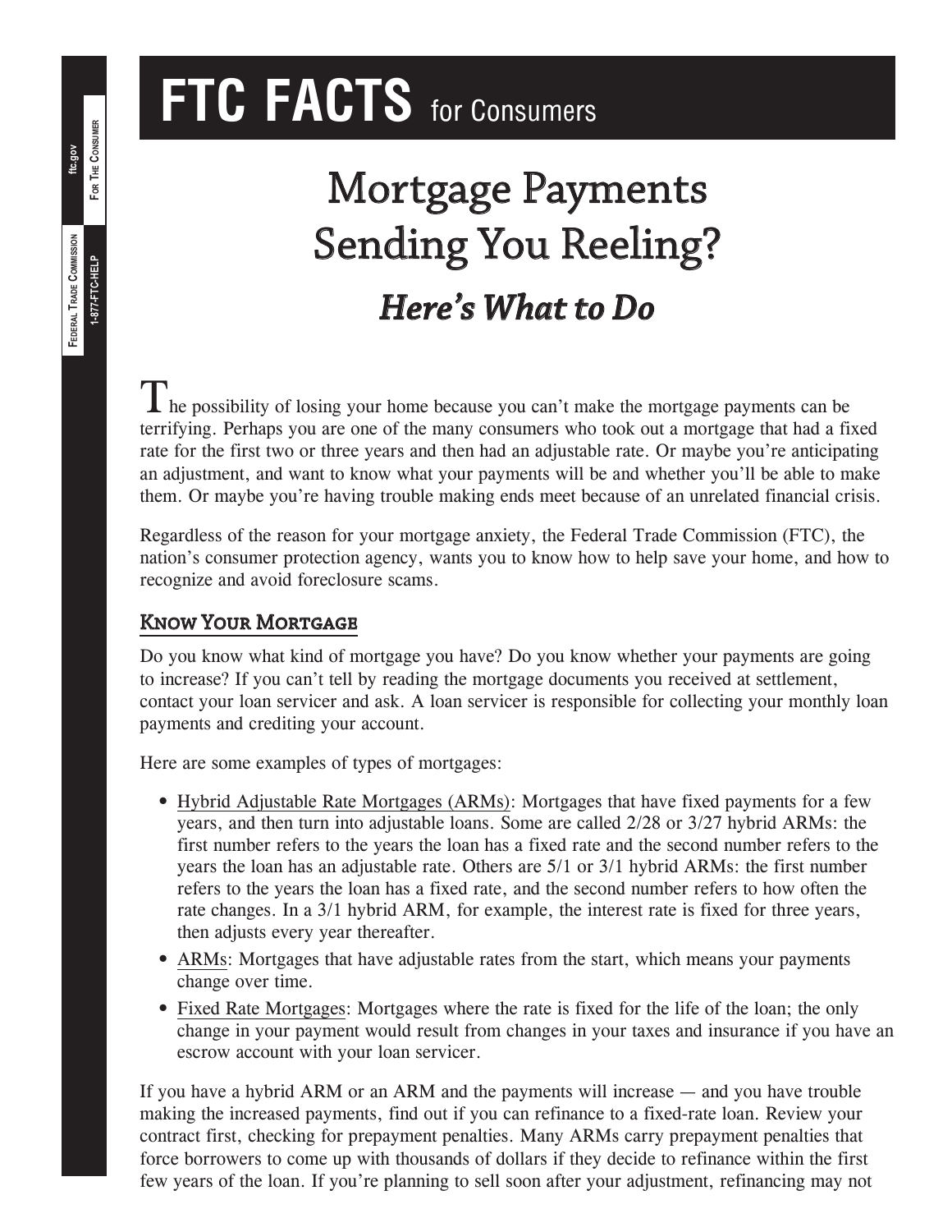# FTC FACTS for Consumers

# Mortgage Payments Sending You Reeling?

## *Here's What to Do*

The possibility of losing your home because you can't make the mortgage payments can be terrifying. Perhaps you are one of the many consumers who took out a mortgage that had a fixed rate for the first two or three years and then had an adjustable rate. Or maybe you're anticipating an adjustment, and want to know what your payments will be and whether you'll be able to make them. Or maybe you're having trouble making ends meet because of an unrelated financial crisis.

Regardless of the reason for your mortgage anxiety, the Federal Trade Commission (FTC), the nation's consumer protection agency, wants you to know how to help save your home, and how to recognize and avoid foreclosure scams.

### Know Your Mortgage

Do you know what kind of mortgage you have? Do you know whether your payments are going to increase? If you can't tell by reading the mortgage documents you received at settlement, contact your loan servicer and ask. A loan servicer is responsible for collecting your monthly loan payments and crediting your account.

Here are some examples of types of mortgages:

- Hybrid Adjustable Rate Mortgages (ARMs): Mortgages that have fixed payments for a few years, and then turn into adjustable loans. Some are called 2/28 or 3/27 hybrid ARMs: the first number refers to the years the loan has a fixed rate and the second number refers to the years the loan has an adjustable rate. Others are 5/1 or 3/1 hybrid ARMs: the first number refers to the years the loan has a fixed rate, and the second number refers to how often the rate changes. In a 3/1 hybrid ARM, for example, the interest rate is fixed for three years, then adjusts every year thereafter.
- ARMs: Mortgages that have adjustable rates from the start, which means your payments change over time.
- Fixed Rate Mortgages: Mortgages where the rate is fixed for the life of the loan; the only change in your payment would result from changes in your taxes and insurance if you have an escrow account with your loan servicer.

If you have a hybrid ARM or an ARM and the payments will increase — and you have trouble making the increased payments, find out if you can refinance to a fixed-rate loan. Review your contract first, checking for prepayment penalties. Many ARMs carry prepayment penalties that force borrowers to come up with thousands of dollars if they decide to refinance within the first few years of the loan. If you're planning to sell soon after your adjustment, refinancing may not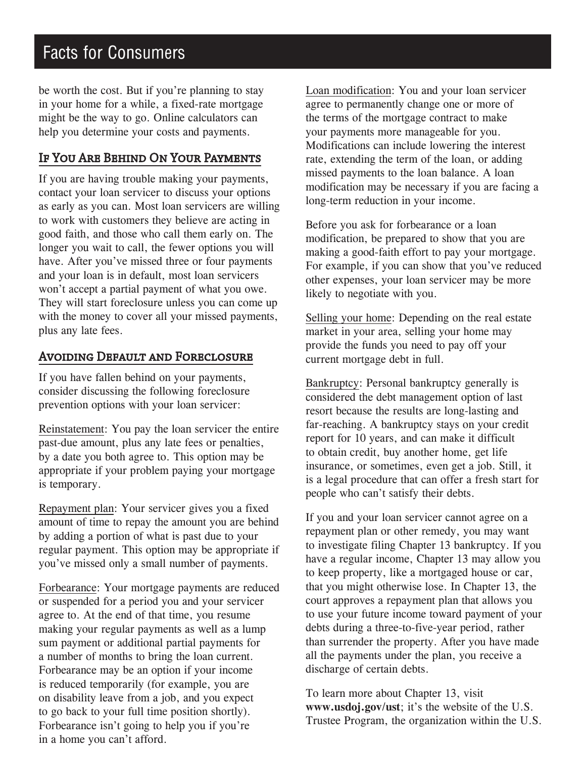be worth the cost. But if you're planning to stay in your home for a while, a fixed-rate mortgage might be the way to go. Online calculators can help you determine your costs and payments.

## If You Are Behind On Your Payments

If you are having trouble making your payments, contact your loan servicer to discuss your options as early as you can. Most loan servicers are willing to work with customers they believe are acting in good faith, and those who call them early on. The longer you wait to call, the fewer options you will have. After you've missed three or four payments and your loan is in default, most loan servicers won't accept a partial payment of what you owe. They will start foreclosure unless you can come up with the money to cover all your missed payments, plus any late fees.

## Avoiding Default and Foreclosure

If you have fallen behind on your payments, consider discussing the following foreclosure prevention options with your loan servicer:

Reinstatement: You pay the loan servicer the entire past-due amount, plus any late fees or penalties, by a date you both agree to. This option may be appropriate if your problem paying your mortgage is temporary.

Repayment plan: Your servicer gives you a fixed amount of time to repay the amount you are behind by adding a portion of what is past due to your regular payment. This option may be appropriate if you've missed only a small number of payments.

Forbearance: Your mortgage payments are reduced or suspended for a period you and your servicer agree to. At the end of that time, you resume making your regular payments as well as a lump sum payment or additional partial payments for a number of months to bring the loan current. Forbearance may be an option if your income is reduced temporarily (for example, you are on disability leave from a job, and you expect to go back to your full time position shortly). Forbearance isn't going to help you if you're in a home you can't afford.

Loan modification: You and your loan servicer agree to permanently change one or more of the terms of the mortgage contract to make your payments more manageable for you. Modifications can include lowering the interest rate, extending the term of the loan, or adding missed payments to the loan balance. A loan modification may be necessary if you are facing a long-term reduction in your income.

Before you ask for forbearance or a loan modification, be prepared to show that you are making a good-faith effort to pay your mortgage. For example, if you can show that you've reduced other expenses, your loan servicer may be more likely to negotiate with you.

Selling your home: Depending on the real estate market in your area, selling your home may provide the funds you need to pay off your current mortgage debt in full.

Bankruptcy: Personal bankruptcy generally is considered the debt management option of last resort because the results are long-lasting and far-reaching. A bankruptcy stays on your credit report for 10 years, and can make it difficult to obtain credit, buy another home, get life insurance, or sometimes, even get a job. Still, it is a legal procedure that can offer a fresh start for people who can't satisfy their debts.

If you and your loan servicer cannot agree on a repayment plan or other remedy, you may want to investigate filing Chapter 13 bankruptcy. If you have a regular income, Chapter 13 may allow you to keep property, like a mortgaged house or car, that you might otherwise lose. In Chapter 13, the court approves a repayment plan that allows you to use your future income toward payment of your debts during a three-to-five-year period, rather than surrender the property. After you have made all the payments under the plan, you receive a discharge of certain debts.

To learn more about Chapter 13, visit **www.usdoj.gov/ust**; it's the website of the U.S. Trustee Program, the organization within the U.S.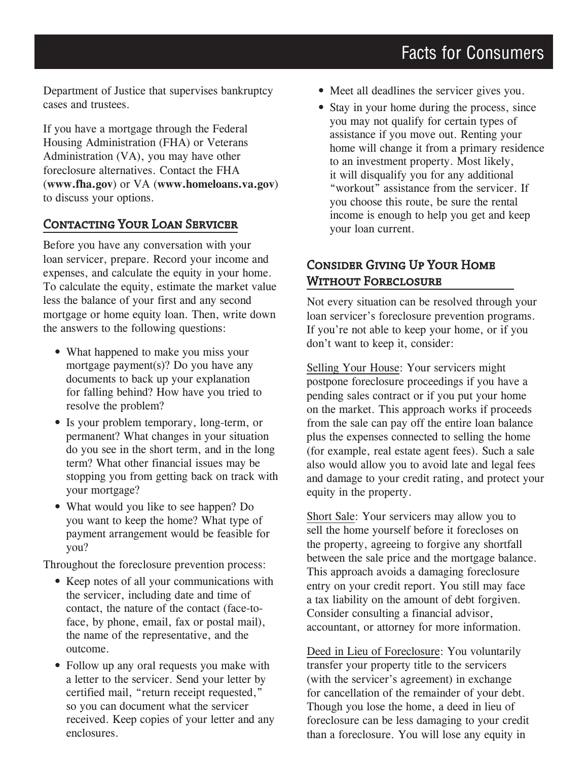Department of Justice that supervises bankruptcy cases and trustees.

If you have a mortgage through the Federal Housing Administration (FHA) or Veterans Administration (VA), you may have other foreclosure alternatives. Contact the FHA (**www.fha.gov**) or VA (**www.homeloans.va.gov**) to discuss your options.

## Contacting Your Loan Servicer

Before you have any conversation with your loan servicer, prepare. Record your income and expenses, and calculate the equity in your home. To calculate the equity, estimate the market value less the balance of your first and any second mortgage or home equity loan. Then, write down the answers to the following questions:

- What happened to make you miss your mortgage payment(s)? Do you have any documents to back up your explanation for falling behind? How have you tried to resolve the problem?
- Is your problem temporary, long-term, or permanent? What changes in your situation do you see in the short term, and in the long term? What other financial issues may be stopping you from getting back on track with your mortgage?
- What would you like to see happen? Do you want to keep the home? What type of payment arrangement would be feasible for you?

Throughout the foreclosure prevention process:

- Keep notes of all your communications with the servicer, including date and time of contact, the nature of the contact (face-to-face, by phone, email, fax or postal mail), the name of the representative, and the outcome.
- Follow up any oral requests you make with a letter to the servicer. Send your letter by certified mail, "return receipt requested," so you can document what the servicer received. Keep copies of your letter and any enclosures.
- Meet all deadlines the servicer gives you.
- Stay in your home during the process, since you may not qualify for certain types of assistance if you move out. Renting your home will change it from a primary residence to an investment property. Most likely, it will disqualify you for any additional "workout" assistance from the servicer. If you choose this route, be sure the rental income is enough to help you get and keep your loan current.

## Consider Giving Up Your Home Without Foreclosure

Not every situation can be resolved through your loan servicer's foreclosure prevention programs. If you're not able to keep your home, or if you don't want to keep it, consider:

Selling Your House: Your servicers might postpone foreclosure proceedings if you have a pending sales contract or if you put your home on the market. This approach works if proceeds from the sale can pay off the entire loan balance plus the expenses connected to selling the home (for example, real estate agent fees). Such a sale also would allow you to avoid late and legal fees and damage to your credit rating, and protect your equity in the property.

Short Sale: Your servicers may allow you to sell the home yourself before it forecloses on the property, agreeing to forgive any shortfall between the sale price and the mortgage balance. This approach avoids a damaging foreclosure entry on your credit report. You still may face a tax liability on the amount of debt forgiven. Consider consulting a financial advisor, accountant, or attorney for more information.

Deed in Lieu of Foreclosure: You voluntarily transfer your property title to the servicers (with the servicer's agreement) in exchange for cancellation of the remainder of your debt. Though you lose the home, a deed in lieu of foreclosure can be less damaging to your credit than a foreclosure. You will lose any equity in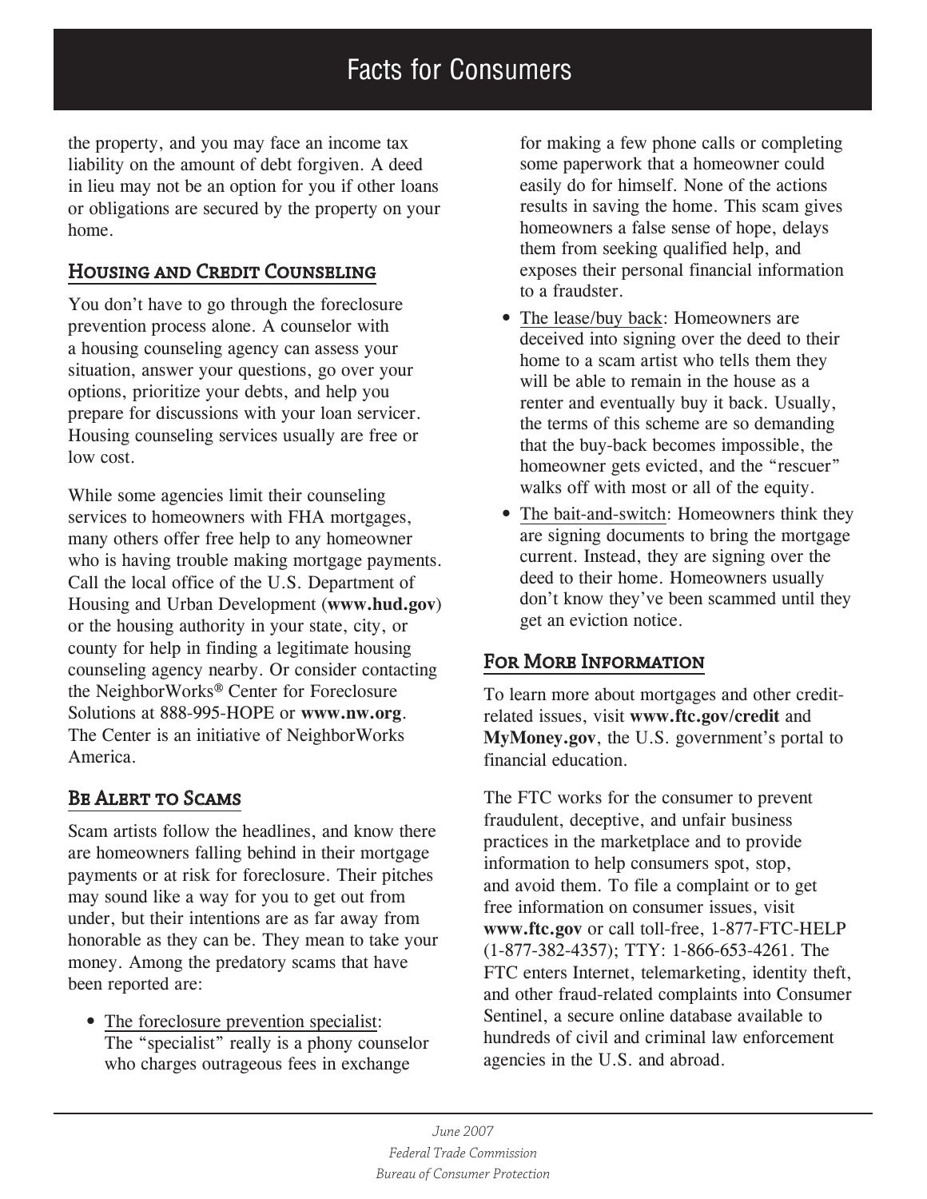# Facts for Consumers

the property, and you may face an income tax liability on the amount of debt forgiven. A deed in lieu may not be an option for you if other loans or obligations are secured by the property on your home.

## Housing and Credit Counseling

You don't have to go through the foreclosure prevention process alone. A counselor with a housing counseling agency can assess your situation, answer your questions, go over your options, prioritize your debts, and help you prepare for discussions with your loan servicer. Housing counseling services usually are free or low cost.

While some agencies limit their counseling services to homeowners with FHA mortgages, many others offer free help to any homeowner who is having trouble making mortgage payments. Call the local office of the U.S. Department of Housing and Urban Development (**www.hud.gov**) or the housing authority in your state, city, or county for help in finding a legitimate housing counseling agency nearby. Or consider contacting the NeighborWorks® Center for Foreclosure Solutions at 888-995-HOPE or **www.nw.org**. The Center is an initiative of NeighborWorks America.

## Be Alert to Scams

Scam artists follow the headlines, and know there are homeowners falling behind in their mortgage payments or at risk for foreclosure. Their pitches may sound like a way for you to get out from under, but their intentions are as far away from honorable as they can be. They mean to take your money. Among the predatory scams that have been reported are:

- The foreclosure prevention specialist: The "specialist" really is a phony counselor who charges outrageous fees in exchange for making a few phone calls or completing some paperwork that a homeowner could easily do for himself. None of the actions results in saving the home. This scam gives homeowners a false sense of hope, delays them from seeking qualified help, and exposes their personal financial information to a fraudster.
- The lease/buy back: Homeowners are deceived into signing over the deed to their home to a scam artist who tells them they will be able to remain in the house as a renter and eventually buy it back. Usually, the terms of this scheme are so demanding that the buy-back becomes impossible, the homeowner gets evicted, and the "rescuer" walks off with most or all of the equity.
- The bait-and-switch: Homeowners think they are signing documents to bring the mortgage current. Instead, they are signing over the deed to their home. Homeowners usually don't know they've been scammed until they get an eviction notice.

## For More Information

To learn more about mortgages and other credit-related issues, visit **www.ftc.gov/credit** and **MyMoney.gov**, the U.S. government's portal to financial education.

The FTC works for the consumer to prevent fraudulent, deceptive, and unfair business practices in the marketplace and to provide information to help consumers spot, stop, and avoid them. To file a complaint or to get free information on consumer issues, visit **www.ftc.gov** or call toll-free, 1-877-FTC-HELP (1-877-382-4357); TTY: 1-866-653-4261. The FTC enters Internet, telemarketing, identity theft, and other fraud-related complaints into Consumer Sentinel, a secure online database available to hundreds of civil and criminal law enforcement agencies in the U.S. and abroad.

*June 2007*
*Federal Trade Commission*
*Bureau of Consumer Protection*